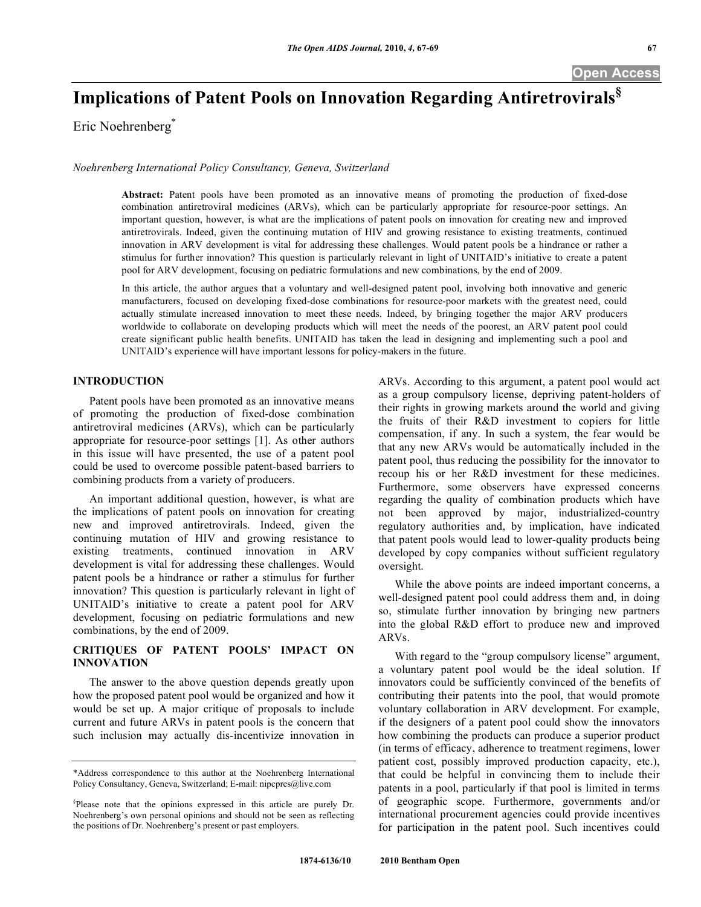# Implications of Patent Pools on Innovation Regarding Antiretrovirals[§]

Eric Noehrenberg[*]

*Noehrenberg International Policy Consultancy, Geneva, Switzerland*

**Abstract:** Patent pools have been promoted as an innovative means of promoting the production of fixed-dose combination antiretroviral medicines (ARVs), which can be particularly appropriate for resource-poor settings. An important question, however, is what are the implications of patent pools on innovation for creating new and improved antiretrovirals. Indeed, given the continuing mutation of HIV and growing resistance to existing treatments, continued innovation in ARV development is vital for addressing these challenges. Would patent pools be a hindrance or rather a stimulus for further innovation? This question is particularly relevant in light of UNITAID's initiative to create a patent pool for ARV development, focusing on pediatric formulations and new combinations, by the end of 2009.

In this article, the author argues that a voluntary and well-designed patent pool, involving both innovative and generic manufacturers, focused on developing fixed-dose combinations for resource-poor markets with the greatest need, could actually stimulate increased innovation to meet these needs. Indeed, by bringing together the major ARV producers worldwide to collaborate on developing products which will meet the needs of the poorest, an ARV patent pool could create significant public health benefits. UNITAID has taken the lead in designing and implementing such a pool and UNITAID's experience will have important lessons for policy-makers in the future.

## INTRODUCTION

Patent pools have been promoted as an innovative means of promoting the production of fixed-dose combination antiretroviral medicines (ARVs), which can be particularly appropriate for resource-poor settings [1]. As other authors in this issue will have presented, the use of a patent pool could be used to overcome possible patent-based barriers to combining products from a variety of producers.

An important additional question, however, is what are the implications of patent pools on innovation for creating new and improved antiretrovirals. Indeed, given the continuing mutation of HIV and growing resistance to existing treatments, continued innovation in ARV development is vital for addressing these challenges. Would patent pools be a hindrance or rather a stimulus for further innovation? This question is particularly relevant in light of UNITAID's initiative to create a patent pool for ARV development, focusing on pediatric formulations and new combinations, by the end of 2009.

## CRITIQUES OF PATENT POOLS' IMPACT ON INNOVATION

The answer to the above question depends greatly upon how the proposed patent pool would be organized and how it would be set up. A major critique of proposals to include current and future ARVs in patent pools is the concern that such inclusion may actually dis-incentivize innovation in ARVs. According to this argument, a patent pool would act as a group compulsory license, depriving patent-holders of their rights in growing markets around the world and giving the fruits of their R&D investment to copiers for little compensation, if any. In such a system, the fear would be that any new ARVs would be automatically included in the patent pool, thus reducing the possibility for the innovator to recoup his or her R&D investment for these medicines. Furthermore, some observers have expressed concerns regarding the quality of combination products which have not been approved by major, industrialized-country regulatory authorities and, by implication, have indicated that patent pools would lead to lower-quality products being developed by copy companies without sufficient regulatory oversight.

While the above points are indeed important concerns, a well-designed patent pool could address them and, in doing so, stimulate further innovation by bringing new partners into the global R&D effort to produce new and improved ARVs.

With regard to the "group compulsory license" argument, a voluntary patent pool would be the ideal solution. If innovators could be sufficiently convinced of the benefits of contributing their patents into the pool, that would promote voluntary collaboration in ARV development. For example, if the designers of a patent pool could show the innovators how combining the products can produce a superior product (in terms of efficacy, adherence to treatment regimens, lower patient cost, possibly improved production capacity, etc.), that could be helpful in convincing them to include their patents in a pool, particularly if that pool is limited in terms of geographic scope. Furthermore, governments and/or international procurement agencies could provide incentives for participation in the patent pool. Such incentives could

---

*Address correspondence to this author at the Noehrenberg International Policy Consultancy, Geneva, Switzerland; E-mail: nipcpres@live.com

§Please note that the opinions expressed in this article are purely Dr. Noehrenberg's own personal opinions and should not be seen as reflecting the positions of Dr. Noehrenberg's present or past employers.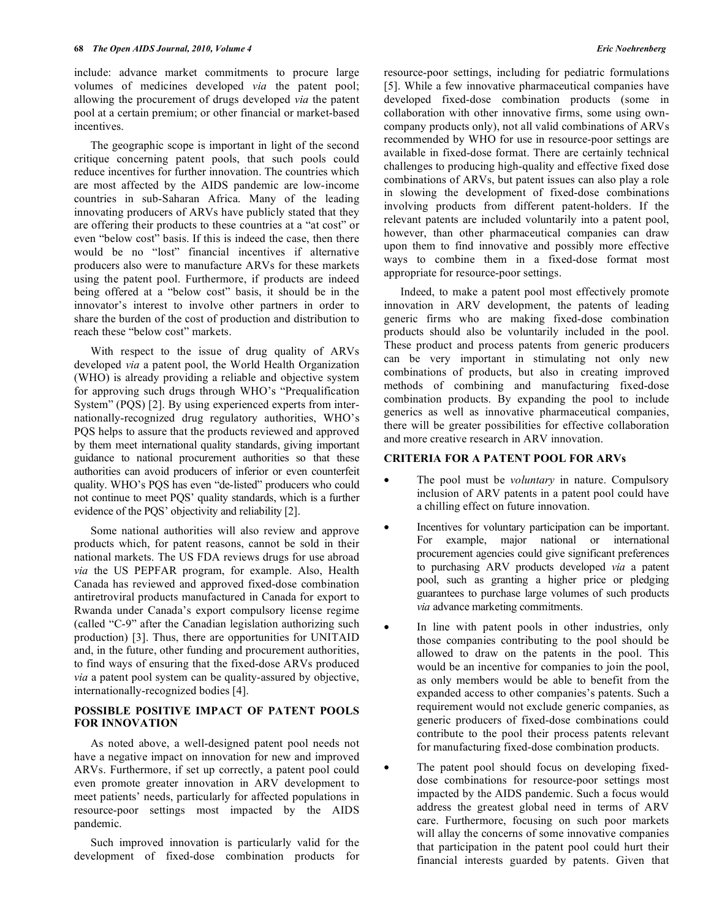include: advance market commitments to procure large volumes of medicines developed *via* the patent pool; allowing the procurement of drugs developed *via* the patent pool at a certain premium; or other financial or market-based incentives.

The geographic scope is important in light of the second critique concerning patent pools, that such pools could reduce incentives for further innovation. The countries which are most affected by the AIDS pandemic are low-income countries in sub-Saharan Africa. Many of the leading innovating producers of ARVs have publicly stated that they are offering their products to these countries at a "at cost" or even "below cost" basis. If this is indeed the case, then there would be no "lost" financial incentives if alternative producers also were to manufacture ARVs for these markets using the patent pool. Furthermore, if products are indeed being offered at a "below cost" basis, it should be in the innovator's interest to involve other partners in order to share the burden of the cost of production and distribution to reach these "below cost" markets.

With respect to the issue of drug quality of ARVs developed *via* a patent pool, the World Health Organization (WHO) is already providing a reliable and objective system for approving such drugs through WHO's "Prequalification System" (PQS) [2]. By using experienced experts from internationally-recognized drug regulatory authorities, WHO's PQS helps to assure that the products reviewed and approved by them meet international quality standards, giving important guidance to national procurement authorities so that these authorities can avoid producers of inferior or even counterfeit quality. WHO's PQS has even "de-listed" producers who could not continue to meet PQS' quality standards, which is a further evidence of the PQS' objectivity and reliability [2].

Some national authorities will also review and approve products which, for patent reasons, cannot be sold in their national markets. The US FDA reviews drugs for use abroad *via* the US PEPFAR program, for example. Also, Health Canada has reviewed and approved fixed-dose combination antiretroviral products manufactured in Canada for export to Rwanda under Canada's export compulsory license regime (called "C-9" after the Canadian legislation authorizing such production) [3]. Thus, there are opportunities for UNITAID and, in the future, other funding and procurement authorities, to find ways of ensuring that the fixed-dose ARVs produced *via* a patent pool system can be quality-assured by objective, internationally-recognized bodies [4].

## POSSIBLE POSITIVE IMPACT OF PATENT POOLS FOR INNOVATION

As noted above, a well-designed patent pool needs not have a negative impact on innovation for new and improved ARVs. Furthermore, if set up correctly, a patent pool could even promote greater innovation in ARV development to meet patients' needs, particularly for affected populations in resource-poor settings most impacted by the AIDS pandemic.

Such improved innovation is particularly valid for the development of fixed-dose combination products for resource-poor settings, including for pediatric formulations [5]. While a few innovative pharmaceutical companies have developed fixed-dose combination products (some in collaboration with other innovative firms, some using own-company products only), not all valid combinations of ARVs recommended by WHO for use in resource-poor settings are available in fixed-dose format. There are certainly technical challenges to producing high-quality and effective fixed dose combinations of ARVs, but patent issues can also play a role in slowing the development of fixed-dose combinations involving products from different patent-holders. If the relevant patents are included voluntarily into a patent pool, however, than other pharmaceutical companies can draw upon them to find innovative and possibly more effective ways to combine them in a fixed-dose format most appropriate for resource-poor settings.

Indeed, to make a patent pool most effectively promote innovation in ARV development, the patents of leading generic firms who are making fixed-dose combination products should also be voluntarily included in the pool. These product and process patents from generic producers can be very important in stimulating not only new combinations of products, but also in creating improved methods of combining and manufacturing fixed-dose combination products. By expanding the pool to include generics as well as innovative pharmaceutical companies, there will be greater possibilities for effective collaboration and more creative research in ARV innovation.

## CRITERIA FOR A PATENT POOL FOR ARVs

- The pool must be *voluntary* in nature. Compulsory inclusion of ARV patents in a patent pool could have a chilling effect on future innovation.
- Incentives for voluntary participation can be important. For example, major national or international procurement agencies could give significant preferences to purchasing ARV products developed *via* a patent pool, such as granting a higher price or pledging guarantees to purchase large volumes of such products *via* advance marketing commitments.
- In line with patent pools in other industries, only those companies contributing to the pool should be allowed to draw on the patents in the pool. This would be an incentive for companies to join the pool, as only members would be able to benefit from the expanded access to other companies's patents. Such a requirement would not exclude generic companies, as generic producers of fixed-dose combinations could contribute to the pool their process patents relevant for manufacturing fixed-dose combination products.
- The patent pool should focus on developing fixed-dose combinations for resource-poor settings most impacted by the AIDS pandemic. Such a focus would address the greatest global need in terms of ARV care. Furthermore, focusing on such poor markets will allay the concerns of some innovative companies that participation in the patent pool could hurt their financial interests guarded by patents. Given that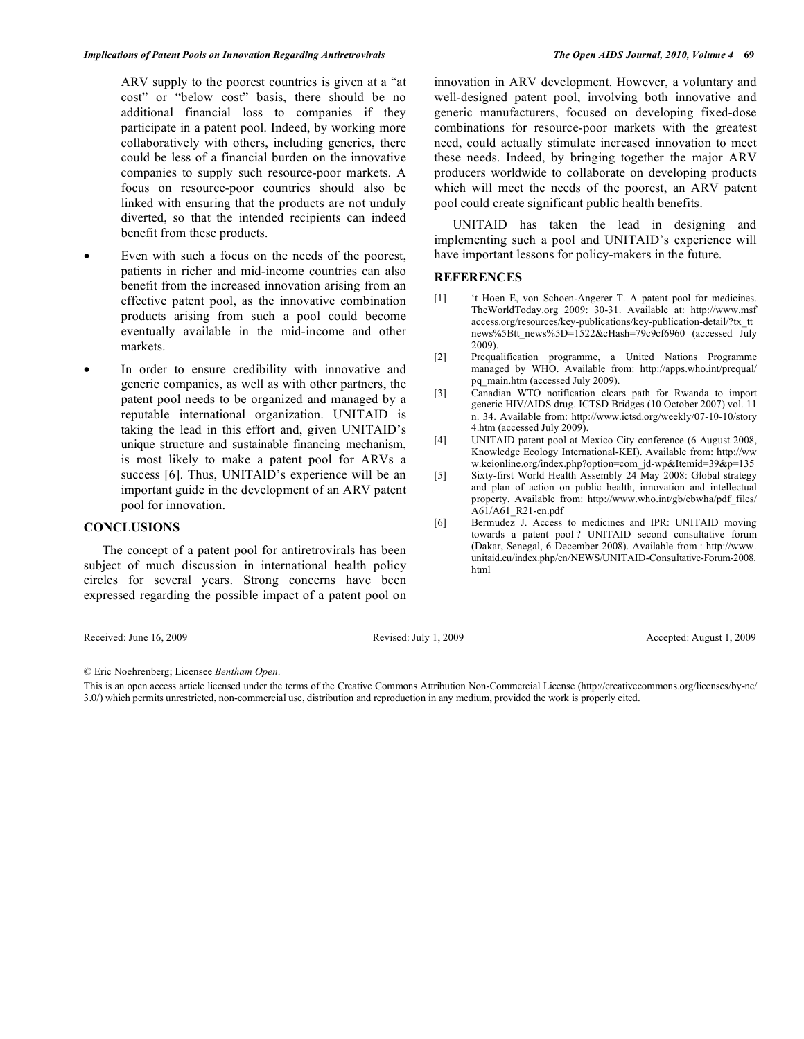ARV supply to the poorest countries is given at a "at cost" or "below cost" basis, there should be no additional financial loss to companies if they participate in a patent pool. Indeed, by working more collaboratively with others, including generics, there could be less of a financial burden on the innovative companies to supply such resource-poor markets. A focus on resource-poor countries should also be linked with ensuring that the products are not unduly diverted, so that the intended recipients can indeed benefit from these products.

- Even with such a focus on the needs of the poorest, patients in richer and mid-income countries can also benefit from the increased innovation arising from an effective patent pool, as the innovative combination products arising from such a pool could become eventually available in the mid-income and other markets.
- In order to ensure credibility with innovative and generic companies, as well as with other partners, the patent pool needs to be organized and managed by a reputable international organization. UNITAID is taking the lead in this effort and, given UNITAID's unique structure and sustainable financing mechanism, is most likely to make a patent pool for ARVs a success [6]. Thus, UNITAID's experience will be an important guide in the development of an ARV patent pool for innovation.

## CONCLUSIONS

The concept of a patent pool for antiretrovirals has been subject of much discussion in international health policy circles for several years. Strong concerns have been expressed regarding the possible impact of a patent pool on innovation in ARV development. However, a voluntary and well-designed patent pool, involving both innovative and generic manufacturers, focused on developing fixed-dose combinations for resource-poor markets with the greatest need, could actually stimulate increased innovation to meet these needs. Indeed, by bringing together the major ARV producers worldwide to collaborate on developing products which will meet the needs of the poorest, an ARV patent pool could create significant public health benefits.

UNITAID has taken the lead in designing and implementing such a pool and UNITAID's experience will have important lessons for policy-makers in the future.

## REFERENCES

[1] 't Hoen E, von Schoen-Angerer T. A patent pool for medicines. TheWorldToday.org 2009: 30-31. Available at: http://www.msfaccess.org/resources/key-publications/key-publication-detail/?tx_ttnews%5Btt_news%5D=1522&cHash=79c9cf6960 (accessed July 2009).

[2] Prequalification programme, a United Nations Programme managed by WHO. Available from: http://apps.who.int/prequal/pq_main.htm (accessed July 2009).

[3] Canadian WTO notification clears path for Rwanda to import generic HIV/AIDS drug. ICTSD Bridges (10 October 2007) vol. 11 n. 34. Available from: http://www.ictsd.org/weekly/07-10-10/story4.htm (accessed July 2009).

[4] UNITAID patent pool at Mexico City conference (6 August 2008, Knowledge Ecology International-KEI). Available from: http://www.keionline.org/index.php?option=com_jd-wp&Itemid=39&p=135

[5] Sixty-first World Health Assembly 24 May 2008: Global strategy and plan of action on public health, innovation and intellectual property. Available from: http://www.who.int/gb/ebwha/pdf_files/A61/A61_R21-en.pdf

[6] Bermudez J. Access to medicines and IPR: UNITAID moving towards a patent pool ? UNITAID second consultative forum (Dakar, Senegal, 6 December 2008). Available from : http://www.unitaid.eu/index.php/en/NEWS/UNITAID-Consultative-Forum-2008.html

Received: June 16, 2009 Revised: July 1, 2009 Accepted: August 1, 2009

© Eric Noehrenberg; Licensee *Bentham Open*.

This is an open access article licensed under the terms of the Creative Commons Attribution Non-Commercial License (http://creativecommons.org/licenses/by-nc/3.0/) which permits unrestricted, non-commercial use, distribution and reproduction in any medium, provided the work is properly cited.